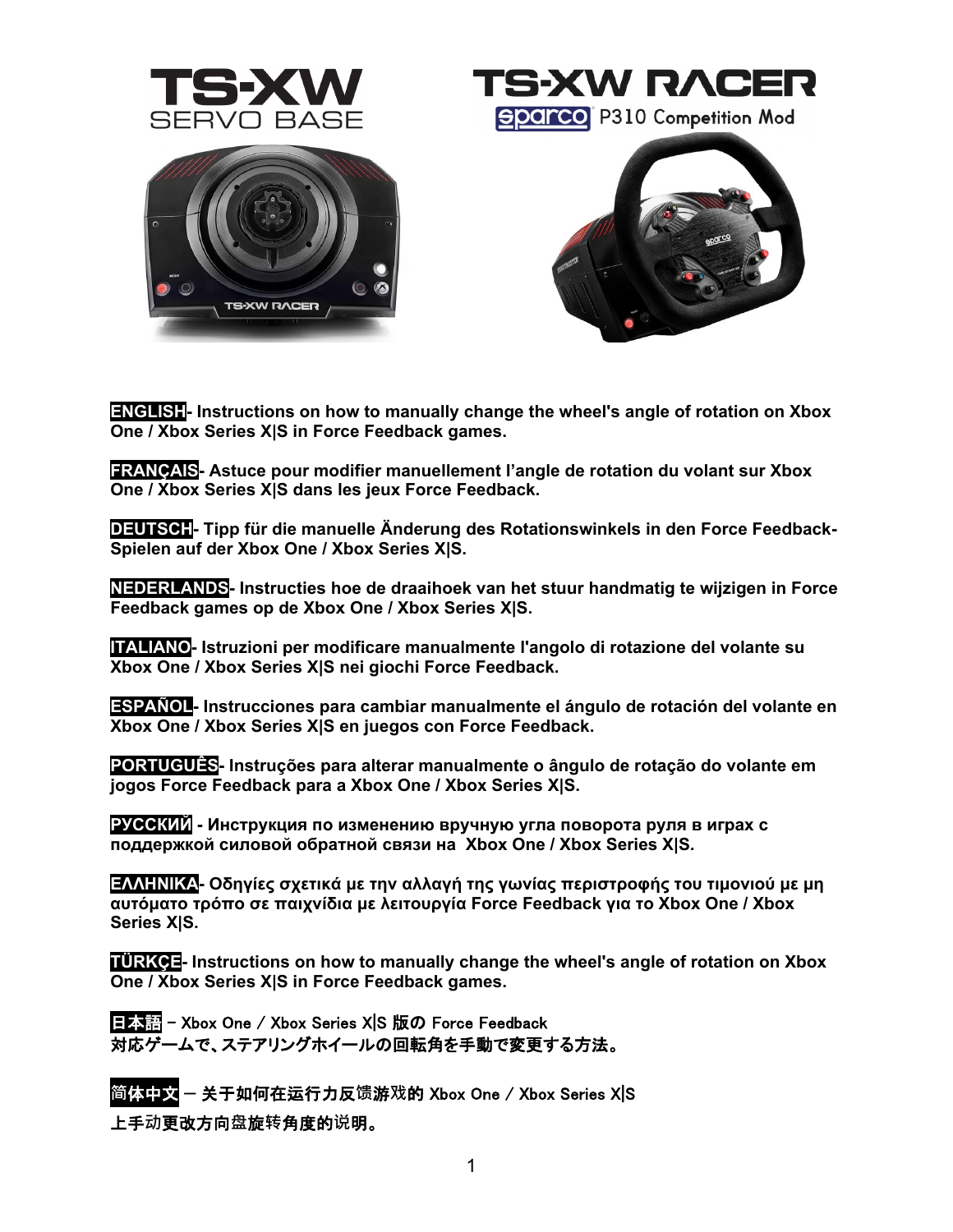# TS-XW SERVO BASE

# TS-XW RACER

sparco P310 Competition Mod

**ENGLISH- Instructions on how to manually change the wheel's angle of rotation on Xbox One / Xbox Series X|S in Force Feedback games.**

**FRANÇAIS- Astuce pour modifier manuellement l'angle de rotation du volant sur Xbox One / Xbox Series X|S dans les jeux Force Feedback.**

**DEUTSCH- Tipp für die manuelle Änderung des Rotationswinkels in den Force Feedback-Spielen auf der Xbox One / Xbox Series X|S.**

**NEDERLANDS- Instructies hoe de draaihoek van het stuur handmatig te wijzigen in Force Feedback games op de Xbox One / Xbox Series X|S.**

**ITALIANO- Istruzioni per modificare manualmente l'angolo di rotazione del volante su Xbox One / Xbox Series X|S nei giochi Force Feedback.**

**ESPAÑOL- Instrucciones para cambiar manualmente el ángulo de rotación del volante en Xbox One / Xbox Series X|S en juegos con Force Feedback.**

**PORTUGUÊS- Instruções para alterar manualmente o ângulo de rotação do volante em jogos Force Feedback para a Xbox One / Xbox Series X|S.**

**РУССКИЙ - Инструкция по изменению вручную угла поворота руля в играх с поддержкой силовой обратной связи на Xbox One / Xbox Series X|S.**

**ΕΛΛΗΝΙΚΑ- Οδηγίες σχετικά με την αλλαγή της γωνίας περιστροφής του τιμονιού με μη αυτόματο τρόπο σε παιχνίδια με λειτουργία Force Feedback για το Xbox One / Xbox Series X|S.**

**TÜRKÇE- Instructions on how to manually change the wheel's angle of rotation on Xbox One / Xbox Series X|S in Force Feedback games.**

**日本語 – Xbox One / Xbox Series X|S 版の Force Feedback 対応ゲームで、ステアリングホイールの回転角を手動で変更する方法。**

**简体中文 – 关于如何在运行力反馈游戏的 Xbox One / Xbox Series X|S 上手动更改方向盘旋转角度的说明。**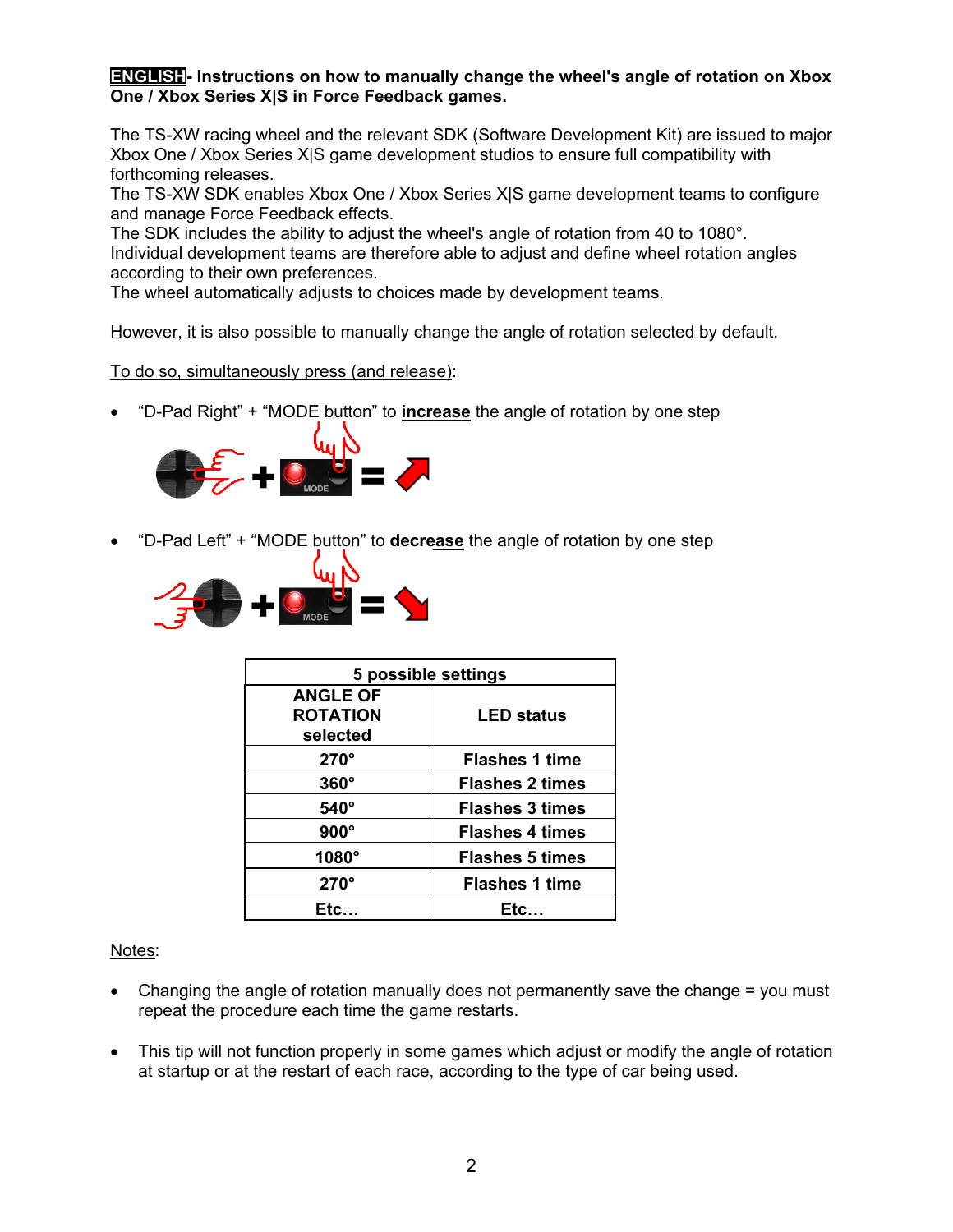**ENGLISH- Instructions on how to manually change the wheel's angle of rotation on Xbox One / Xbox Series X|S in Force Feedback games.**

The TS-XW racing wheel and the relevant SDK (Software Development Kit) are issued to major Xbox One / Xbox Series X|S game development studios to ensure full compatibility with forthcoming releases.
The TS-XW SDK enables Xbox One / Xbox Series X|S game development teams to configure and manage Force Feedback effects.
The SDK includes the ability to adjust the wheel's angle of rotation from 40 to 1080°.
Individual development teams are therefore able to adjust and define wheel rotation angles according to their own preferences.
The wheel automatically adjusts to choices made by development teams.

However, it is also possible to manually change the angle of rotation selected by default.

To do so, simultaneously press (and release):

- "D-Pad Right" + "MODE button" to **increase** the angle of rotation by one step
- "D-Pad Left" + "MODE button" to **decrease** the angle of rotation by one step

| 5 possible settings | |
|---|---|
| **ANGLE OF ROTATION selected** | **LED status** |
| **270°** | **Flashes 1 time** |
| **360°** | **Flashes 2 times** |
| **540°** | **Flashes 3 times** |
| **900°** | **Flashes 4 times** |
| **1080°** | **Flashes 5 times** |
| **270°** | **Flashes 1 time** |
| **Etc…** | **Etc…** |

Notes:

- Changing the angle of rotation manually does not permanently save the change = you must repeat the procedure each time the game restarts.
- This tip will not function properly in some games which adjust or modify the angle of rotation at startup or at the restart of each race, according to the type of car being used.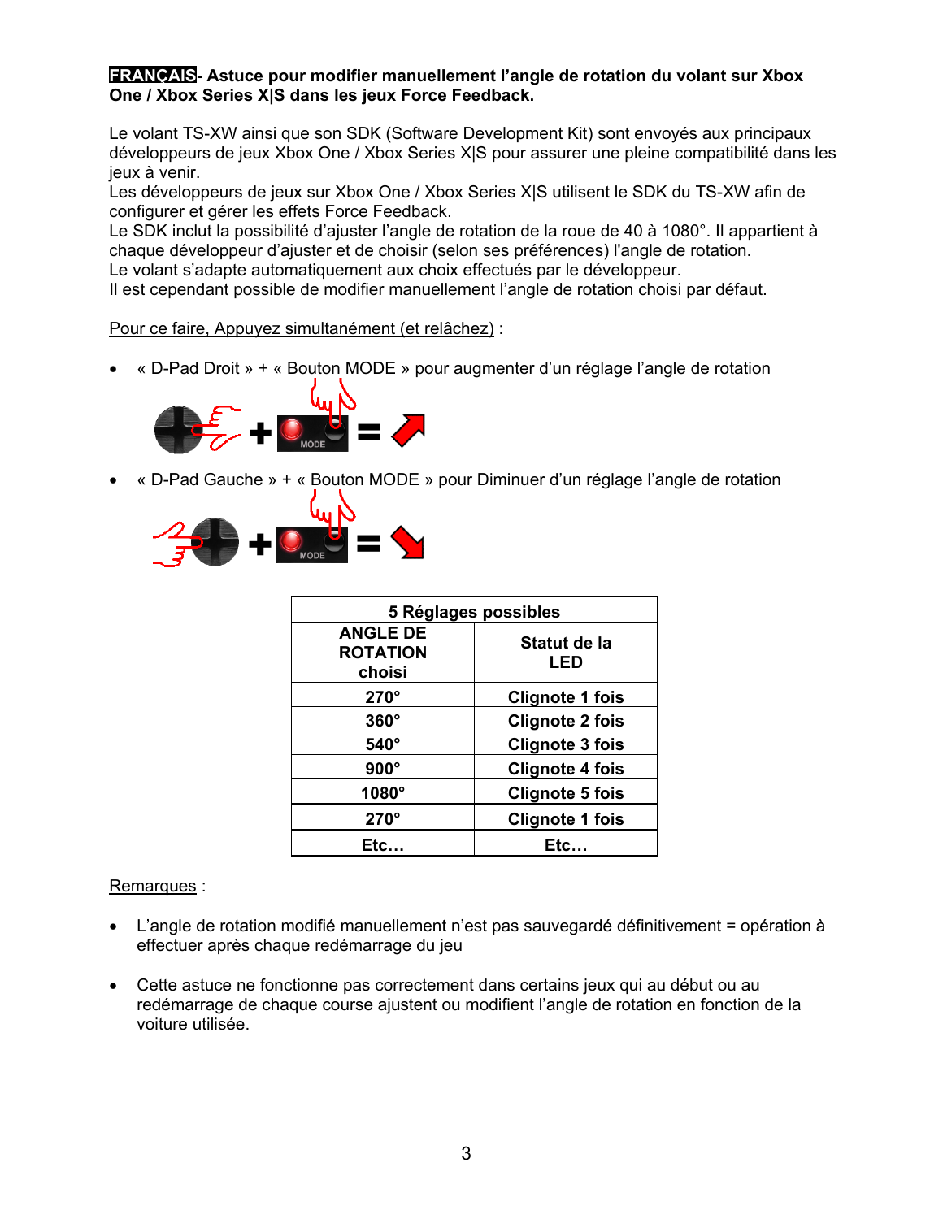**FRANÇAIS- Astuce pour modifier manuellement l'angle de rotation du volant sur Xbox One / Xbox Series X|S dans les jeux Force Feedback.**

Le volant TS-XW ainsi que son SDK (Software Development Kit) sont envoyés aux principaux développeurs de jeux Xbox One / Xbox Series X|S pour assurer une pleine compatibilité dans les jeux à venir.
Les développeurs de jeux sur Xbox One / Xbox Series X|S utilisent le SDK du TS-XW afin de configurer et gérer les effets Force Feedback.
Le SDK inclut la possibilité d'ajuster l'angle de rotation de la roue de 40 à 1080°. Il appartient à chaque développeur d'ajuster et de choisir (selon ses préférences) l'angle de rotation.
Le volant s'adapte automatiquement aux choix effectués par le développeur.
Il est cependant possible de modifier manuellement l'angle de rotation choisi par défaut.

Pour ce faire, Appuyez simultanément (et relâchez) :

- « D-Pad Droit » + « Bouton MODE » pour augmenter d'un réglage l'angle de rotation
- « D-Pad Gauche » + « Bouton MODE » pour Diminuer d'un réglage l'angle de rotation

| **5 Réglages possibles** | |
|---|---|
| **ANGLE DE ROTATION choisi** | **Statut de la LED** |
| **270°** | **Clignote 1 fois** |
| **360°** | **Clignote 2 fois** |
| **540°** | **Clignote 3 fois** |
| **900°** | **Clignote 4 fois** |
| **1080°** | **Clignote 5 fois** |
| **270°** | **Clignote 1 fois** |
| **Etc…** | **Etc…** |

Remarques :

- L'angle de rotation modifié manuellement n'est pas sauvegardé définitivement = opération à effectuer après chaque redémarrage du jeu
- Cette astuce ne fonctionne pas correctement dans certains jeux qui au début ou au redémarrage de chaque course ajustent ou modifient l'angle de rotation en fonction de la voiture utilisée.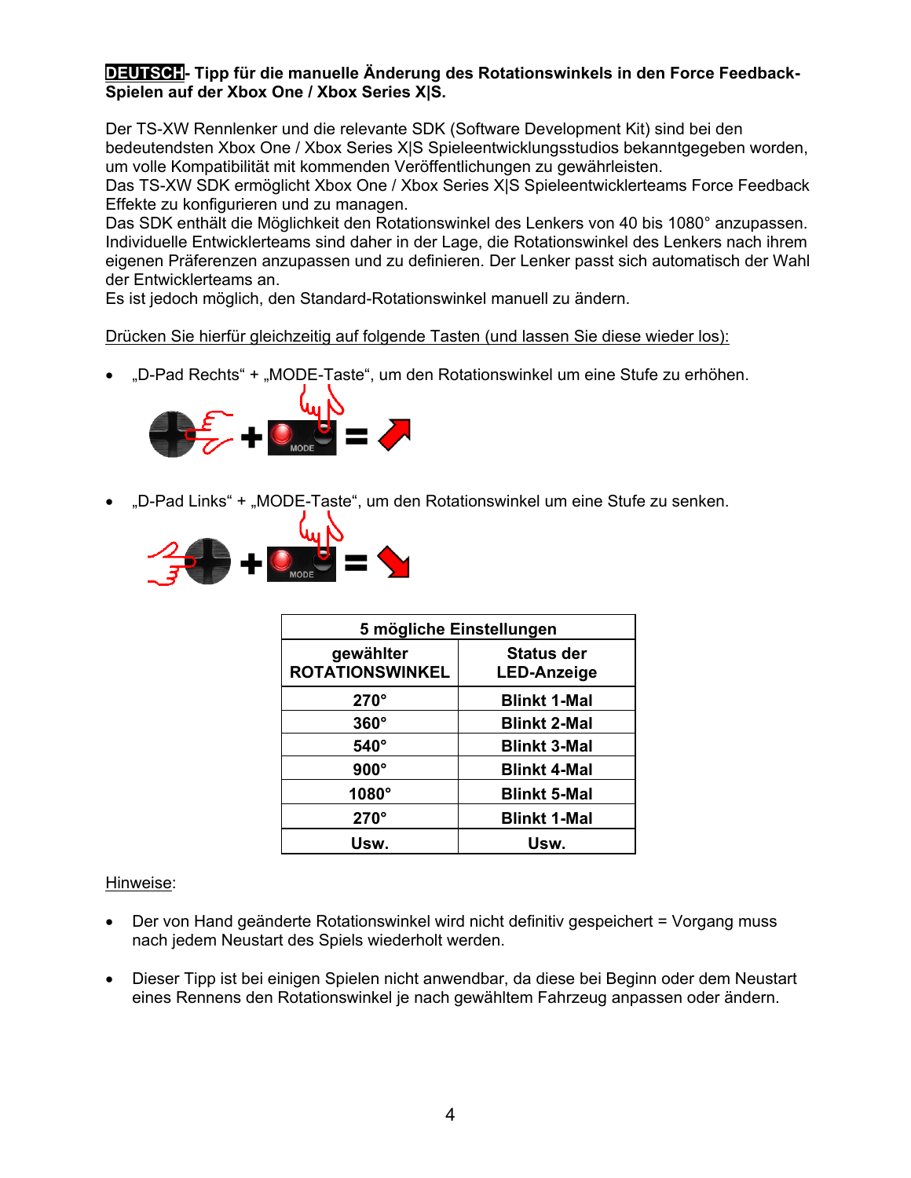**DEUTSCH- Tipp für die manuelle Änderung des Rotationswinkels in den Force Feedback-Spielen auf der Xbox One / Xbox Series X|S.**

Der TS-XW Rennlenker und die relevante SDK (Software Development Kit) sind bei den bedeutendsten Xbox One / Xbox Series X|S Spieleentwicklungsstudios bekanntgegeben worden, um volle Kompatibilität mit kommenden Veröffentlichungen zu gewährleisten.
Das TS-XW SDK ermöglicht Xbox One / Xbox Series X|S Spieleentwicklerteams Force Feedback Effekte zu konfigurieren und zu managen.
Das SDK enthält die Möglichkeit den Rotationswinkel des Lenkers von 40 bis 1080° anzupassen. Individuelle Entwicklerteams sind daher in der Lage, die Rotationswinkel des Lenkers nach ihrem eigenen Präferenzen anzupassen und zu definieren. Der Lenker passt sich automatisch der Wahl der Entwicklerteams an.
Es ist jedoch möglich, den Standard-Rotationswinkel manuell zu ändern.

Drücken Sie hierfür gleichzeitig auf folgende Tasten (und lassen Sie diese wieder los):

- „D-Pad Rechts“ + „MODE-Taste“, um den Rotationswinkel um eine Stufe zu erhöhen.
- „D-Pad Links“ + „MODE-Taste“, um den Rotationswinkel um eine Stufe zu senken.

| 5 mögliche Einstellungen | |
|---|---|
| **gewählter ROTATIONSWINKEL** | **Status der LED-Anzeige** |
| **270°** | **Blinkt 1-Mal** |
| **360°** | **Blinkt 2-Mal** |
| **540°** | **Blinkt 3-Mal** |
| **900°** | **Blinkt 4-Mal** |
| **1080°** | **Blinkt 5-Mal** |
| **270°** | **Blinkt 1-Mal** |
| **Usw.** | **Usw.** |

Hinweise:

- Der von Hand geänderte Rotationswinkel wird nicht definitiv gespeichert = Vorgang muss nach jedem Neustart des Spiels wiederholt werden.
- Dieser Tipp ist bei einigen Spielen nicht anwendbar, da diese bei Beginn oder dem Neustart eines Rennens den Rotationswinkel je nach gewähltem Fahrzeug anpassen oder ändern.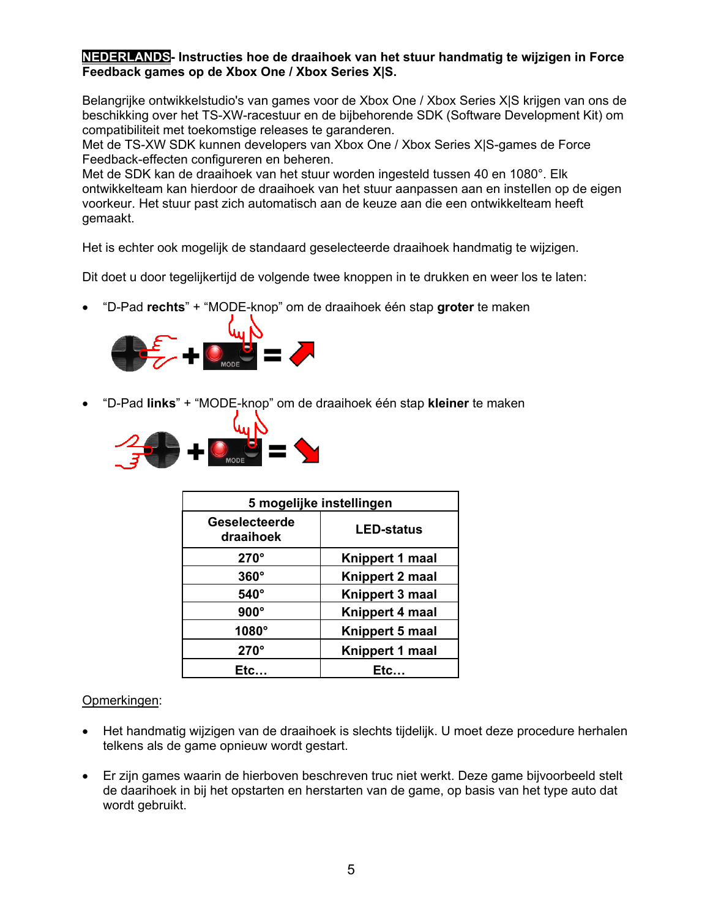**NEDERLANDS- Instructies hoe de draaihoek van het stuur handmatig te wijzigen in Force Feedback games op de Xbox One / Xbox Series X|S.**

Belangrijke ontwikkelstudio's van games voor de Xbox One / Xbox Series X|S krijgen van ons de beschikking over het TS-XW-racestuur en de bijbehorende SDK (Software Development Kit) om compatibiliteit met toekomstige releases te garanderen.
Met de TS-XW SDK kunnen developers van Xbox One / Xbox Series X|S-games de Force Feedback-effecten configureren en beheren.
Met de SDK kan de draaihoek van het stuur worden ingesteld tussen 40 en 1080°. Elk ontwikkelteam kan hierdoor de draaihoek van het stuur aanpassen aan en instellen op de eigen voorkeur. Het stuur past zich automatisch aan de keuze aan die een ontwikkelteam heeft gemaakt.

Het is echter ook mogelijk de standaard geselecteerde draaihoek handmatig te wijzigen.

Dit doet u door tegelijkertijd de volgende twee knoppen in te drukken en weer los te laten:

- "D-Pad **rechts**" + "MODE-knop" om de draaihoek één stap **groter** te maken

- "D-Pad **links**" + "MODE-knop" om de draaihoek één stap **kleiner** te maken

| **5 mogelijke instellingen** | |
|---|---|
| **Geselecteerde draaihoek** | **LED-status** |
| **270°** | **Knippert 1 maal** |
| **360°** | **Knippert 2 maal** |
| **540°** | **Knippert 3 maal** |
| **900°** | **Knippert 4 maal** |
| **1080°** | **Knippert 5 maal** |
| **270°** | **Knippert 1 maal** |
| **Etc…** | **Etc…** |

Opmerkingen:

- Het handmatig wijzigen van de draaihoek is slechts tijdelijk. U moet deze procedure herhalen telkens als de game opnieuw wordt gestart.

- Er zijn games waarin de hierboven beschreven truc niet werkt. Deze game bijvoorbeeld stelt de daarihoek in bij het opstarten en herstarten van de game, op basis van het type auto dat wordt gebruikt.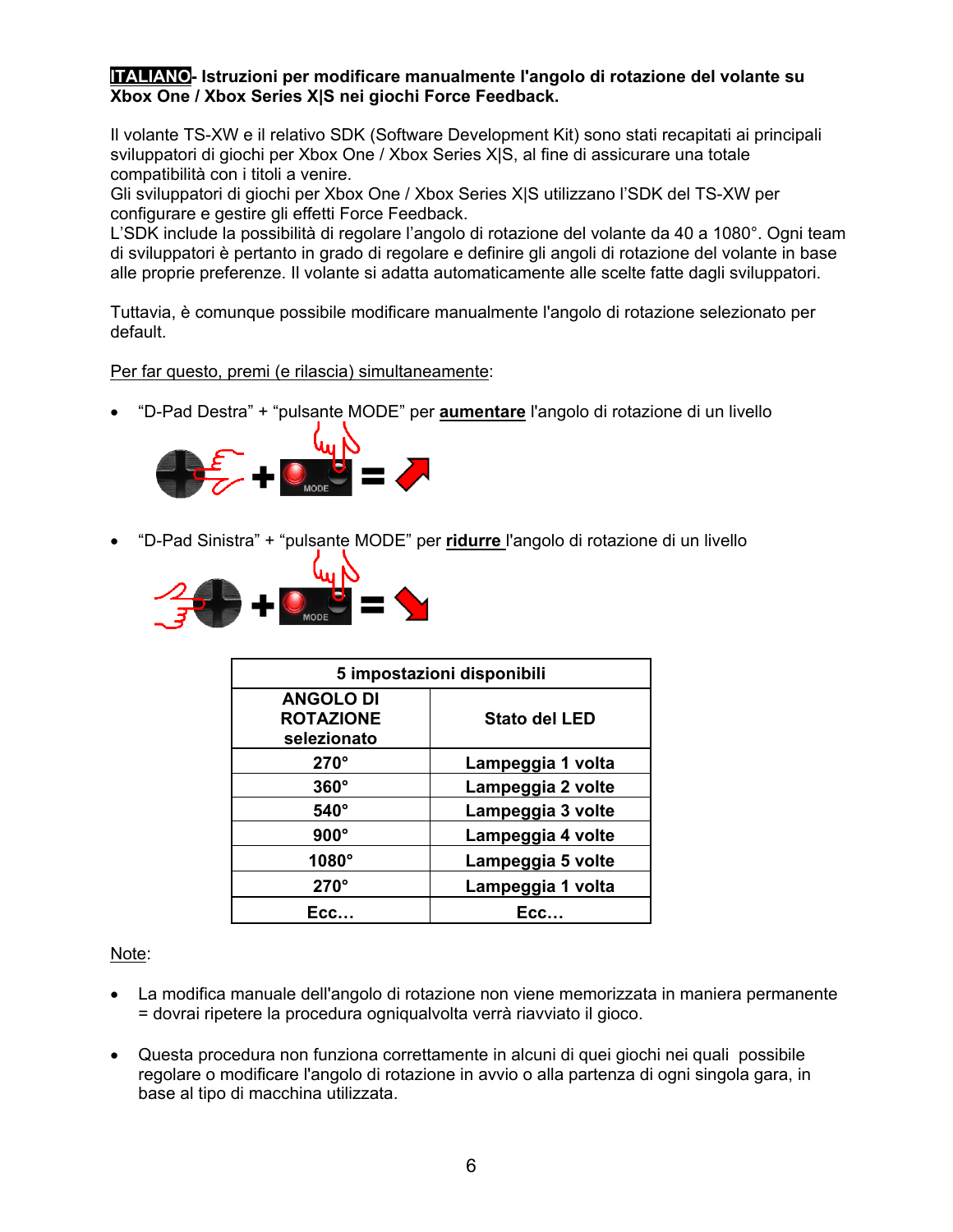**ITALIANO- Istruzioni per modificare manualmente l'angolo di rotazione del volante su Xbox One / Xbox Series X|S nei giochi Force Feedback.**

Il volante TS-XW e il relativo SDK (Software Development Kit) sono stati recapitati ai principali sviluppatori di giochi per Xbox One / Xbox Series X|S, al fine di assicurare una totale compatibilità con i titoli a venire.
Gli sviluppatori di giochi per Xbox One / Xbox Series X|S utilizzano l'SDK del TS-XW per configurare e gestire gli effetti Force Feedback.
L'SDK include la possibilità di regolare l'angolo di rotazione del volante da 40 a 1080°. Ogni team di sviluppatori è pertanto in grado di regolare e definire gli angoli di rotazione del volante in base alle proprie preferenze. Il volante si adatta automaticamente alle scelte fatte dagli sviluppatori.

Tuttavia, è comunque possibile modificare manualmente l'angolo di rotazione selezionato per default.

Per far questo, premi (e rilascia) simultaneamente:

- "D-Pad Destra" + "pulsante MODE" per **aumentare** l'angolo di rotazione di un livello

- "D-Pad Sinistra" + "pulsante MODE" per **ridurre** l'angolo di rotazione di un livello

| **5 impostazioni disponibili** | |
|---|---|
| **ANGOLO DI ROTAZIONE selezionato** | **Stato del LED** |
| **270°** | **Lampeggia 1 volta** |
| **360°** | **Lampeggia 2 volte** |
| **540°** | **Lampeggia 3 volte** |
| **900°** | **Lampeggia 4 volte** |
| **1080°** | **Lampeggia 5 volte** |
| **270°** | **Lampeggia 1 volta** |
| **Ecc…** | **Ecc…** |

Note:

- La modifica manuale dell'angolo di rotazione non viene memorizzata in maniera permanente = dovrai ripetere la procedura ogniqualvolta verrà riavviato il gioco.

- Questa procedura non funziona correttamente in alcuni di quei giochi nei quali possibile regolare o modificare l'angolo di rotazione in avvio o alla partenza di ogni singola gara, in base al tipo di macchina utilizzata.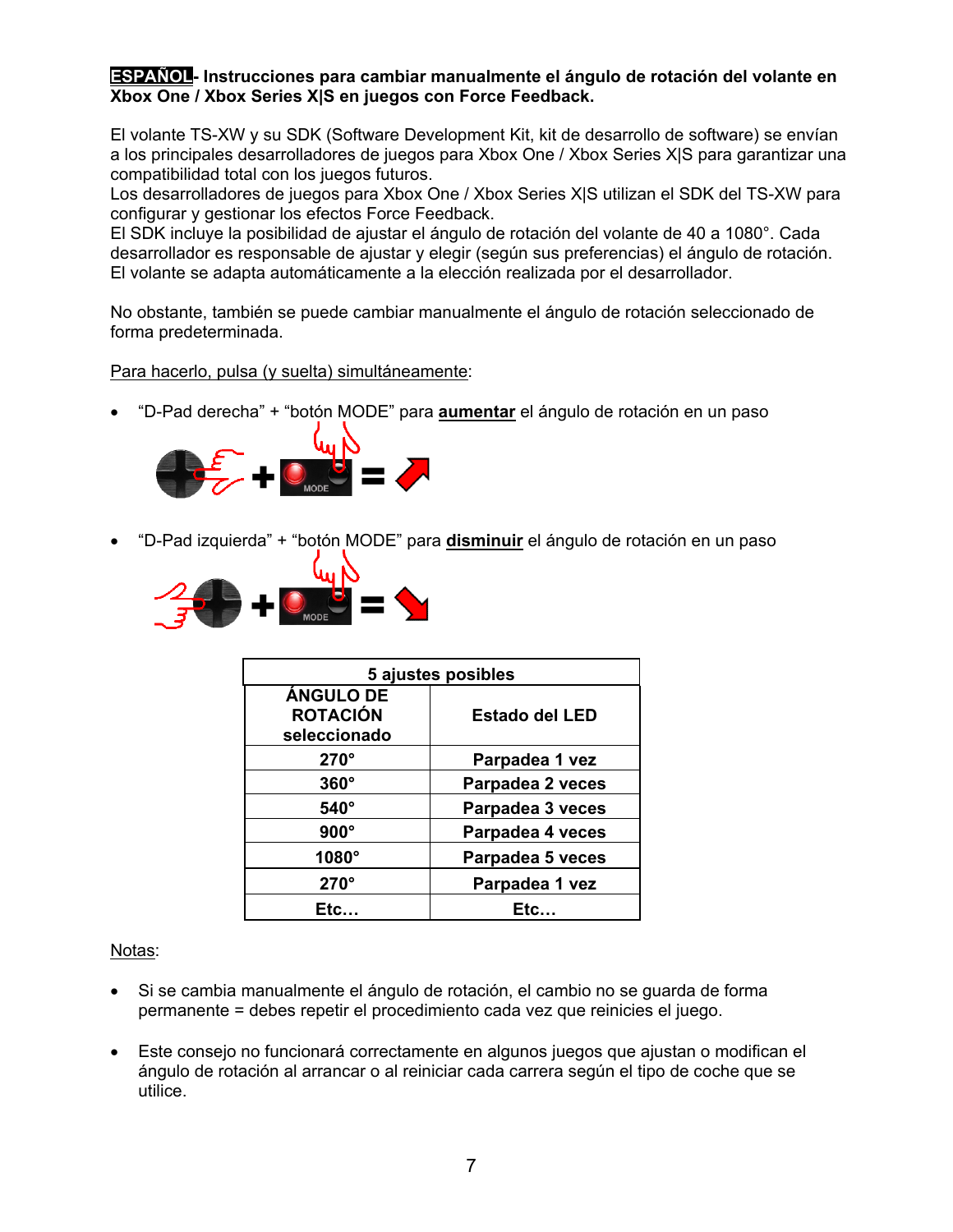**ESPAÑOL- Instrucciones para cambiar manualmente el ángulo de rotación del volante en Xbox One / Xbox Series X|S en juegos con Force Feedback.**

El volante TS-XW y su SDK (Software Development Kit, kit de desarrollo de software) se envían a los principales desarrolladores de juegos para Xbox One / Xbox Series X|S para garantizar una compatibilidad total con los juegos futuros.
Los desarrolladores de juegos para Xbox One / Xbox Series X|S utilizan el SDK del TS-XW para configurar y gestionar los efectos Force Feedback.
El SDK incluye la posibilidad de ajustar el ángulo de rotación del volante de 40 a 1080°. Cada desarrollador es responsable de ajustar y elegir (según sus preferencias) el ángulo de rotación. El volante se adapta automáticamente a la elección realizada por el desarrollador.

No obstante, también se puede cambiar manualmente el ángulo de rotación seleccionado de forma predeterminada.

Para hacerlo, pulsa (y suelta) simultáneamente:

- "D-Pad derecha" + "botón MODE" para **aumentar** el ángulo de rotación en un paso

- "D-Pad izquierda" + "botón MODE" para **disminuir** el ángulo de rotación en un paso

| 5 ajustes posibles | |
|---|---|
| **ÁNGULO DE ROTACIÓN seleccionado** | **Estado del LED** |
| **270°** | **Parpadea 1 vez** |
| **360°** | **Parpadea 2 veces** |
| **540°** | **Parpadea 3 veces** |
| **900°** | **Parpadea 4 veces** |
| **1080°** | **Parpadea 5 veces** |
| **270°** | **Parpadea 1 vez** |
| **Etc…** | **Etc…** |

Notas:

- Si se cambia manualmente el ángulo de rotación, el cambio no se guarda de forma permanente = debes repetir el procedimiento cada vez que reinicies el juego.

- Este consejo no funcionará correctamente en algunos juegos que ajustan o modifican el ángulo de rotación al arrancar o al reiniciar cada carrera según el tipo de coche que se utilice.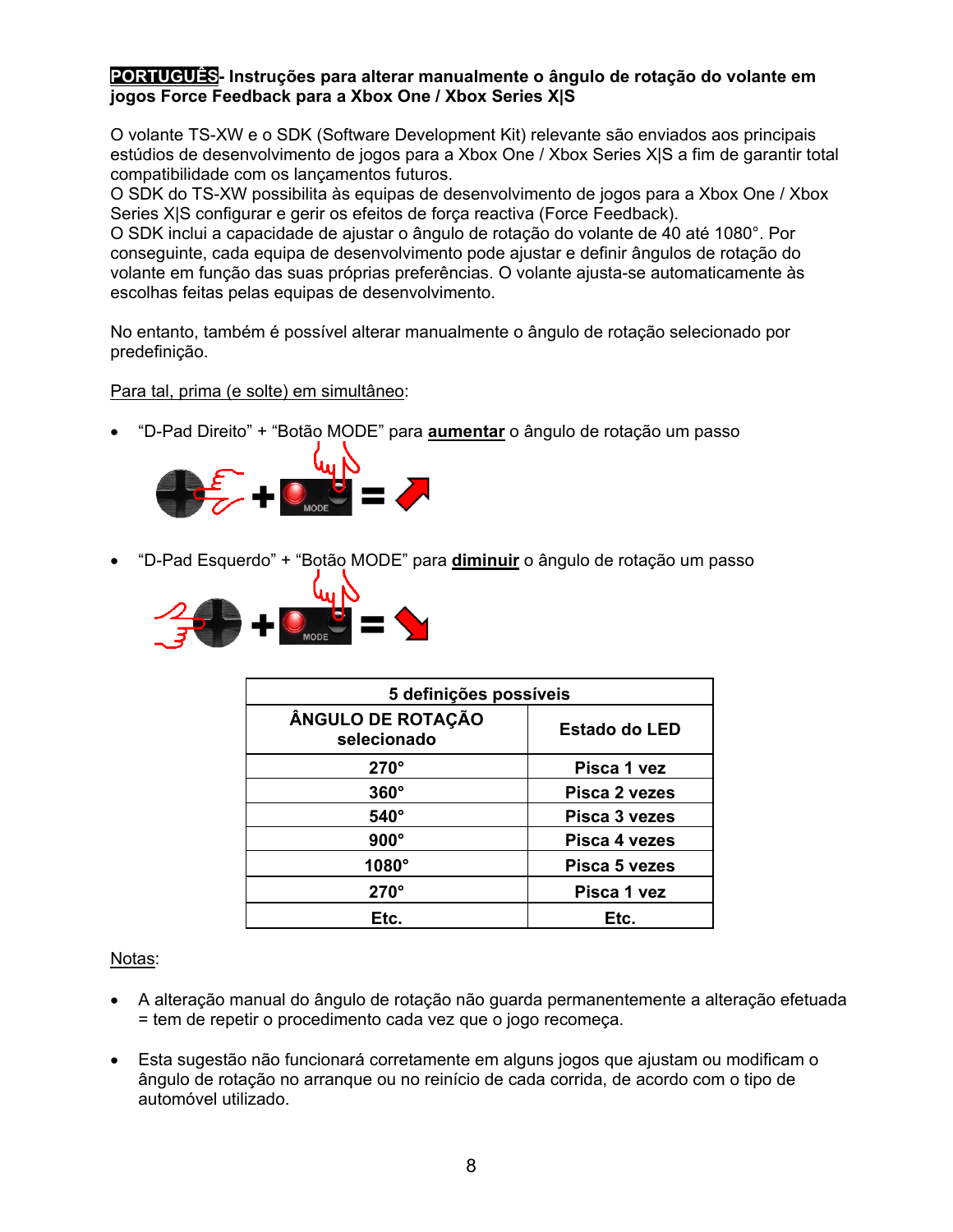**PORTUGUÊS- Instruções para alterar manualmente o ângulo de rotação do volante em jogos Force Feedback para a Xbox One / Xbox Series X|S**

O volante TS-XW e o SDK (Software Development Kit) relevante são enviados aos principais estúdios de desenvolvimento de jogos para a Xbox One / Xbox Series X|S a fim de garantir total compatibilidade com os lançamentos futuros.
O SDK do TS-XW possibilita às equipas de desenvolvimento de jogos para a Xbox One / Xbox Series X|S configurar e gerir os efeitos de força reactiva (Force Feedback).
O SDK inclui a capacidade de ajustar o ângulo de rotação do volante de 40 até 1080°. Por conseguinte, cada equipa de desenvolvimento pode ajustar e definir ângulos de rotação do volante em função das suas próprias preferências. O volante ajusta-se automaticamente às escolhas feitas pelas equipas de desenvolvimento.

No entanto, também é possível alterar manualmente o ângulo de rotação selecionado por predefinição.

Para tal, prima (e solte) em simultâneo:

- "D-Pad Direito" + "Botão MODE" para **aumentar** o ângulo de rotação um passo

- "D-Pad Esquerdo" + "Botão MODE" para **diminuir** o ângulo de rotação um passo

| 5 definições possíveis | |
|---|---|
| **ÂNGULO DE ROTAÇÃO selecionado** | **Estado do LED** |
| **270°** | **Pisca 1 vez** |
| **360°** | **Pisca 2 vezes** |
| **540°** | **Pisca 3 vezes** |
| **900°** | **Pisca 4 vezes** |
| **1080°** | **Pisca 5 vezes** |
| **270°** | **Pisca 1 vez** |
| **Etc.** | **Etc.** |

Notas:

- A alteração manual do ângulo de rotação não guarda permanentemente a alteração efetuada = tem de repetir o procedimento cada vez que o jogo recomeça.

- Esta sugestão não funcionará corretamente em alguns jogos que ajustam ou modificam o ângulo de rotação no arranque ou no reinício de cada corrida, de acordo com o tipo de automóvel utilizado.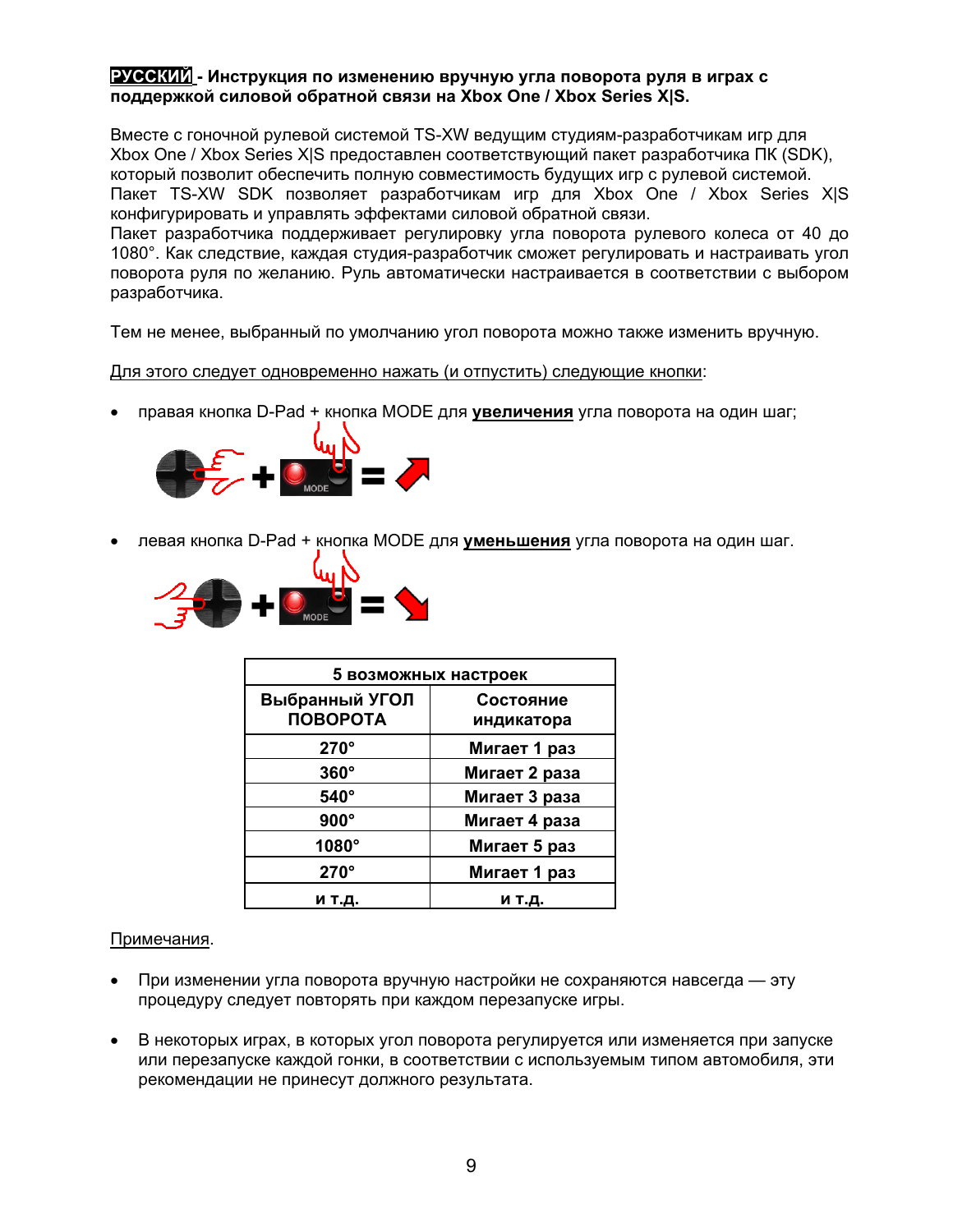**РУССКИЙ - Инструкция по изменению вручную угла поворота руля в играх с поддержкой силовой обратной связи на Xbox One / Xbox Series X|S.**

Вместе с гоночной рулевой системой TS-XW ведущим студиям-разработчикам игр для Xbox One / Xbox Series X|S предоставлен соответствующий пакет разработчика ПК (SDK), который позволит обеспечить полную совместимость будущих игр с рулевой системой. Пакет TS-XW SDK позволяет разработчикам игр для Xbox One / Xbox Series X|S конфигурировать и управлять эффектами силовой обратной связи.
Пакет разработчика поддерживает регулировку угла поворота рулевого колеса от 40 до 1080°. Как следствие, каждая студия-разработчик сможет регулировать и настраивать угол поворота руля по желанию. Руль автоматически настраивается в соответствии с выбором разработчика.

Тем не менее, выбранный по умолчанию угол поворота можно также изменить вручную.

Для этого следует одновременно нажать (и отпустить) следующие кнопки:

- правая кнопка D-Pad + кнопка MODE для **увеличения** угла поворота на один шаг;
- левая кнопка D-Pad + кнопка MODE для **уменьшения** угла поворота на один шаг.

| 5 возможных настроек | |
|---|---|
| **Выбранный УГОЛ ПОВОРОТА** | **Состояние индикатора** |
| **270°** | **Мигает 1 раз** |
| **360°** | **Мигает 2 раза** |
| **540°** | **Мигает 3 раза** |
| **900°** | **Мигает 4 раза** |
| **1080°** | **Мигает 5 раз** |
| **270°** | **Мигает 1 раз** |
| **и т.д.** | **и т.д.** |

Примечания.

- При изменении угла поворота вручную настройки не сохраняются навсегда — эту процедуру следует повторять при каждом перезапуске игры.
- В некоторых играх, в которых угол поворота регулируется или изменяется при запуске или перезапуске каждой гонки, в соответствии с используемым типом автомобиля, эти рекомендации не принесут должного результата.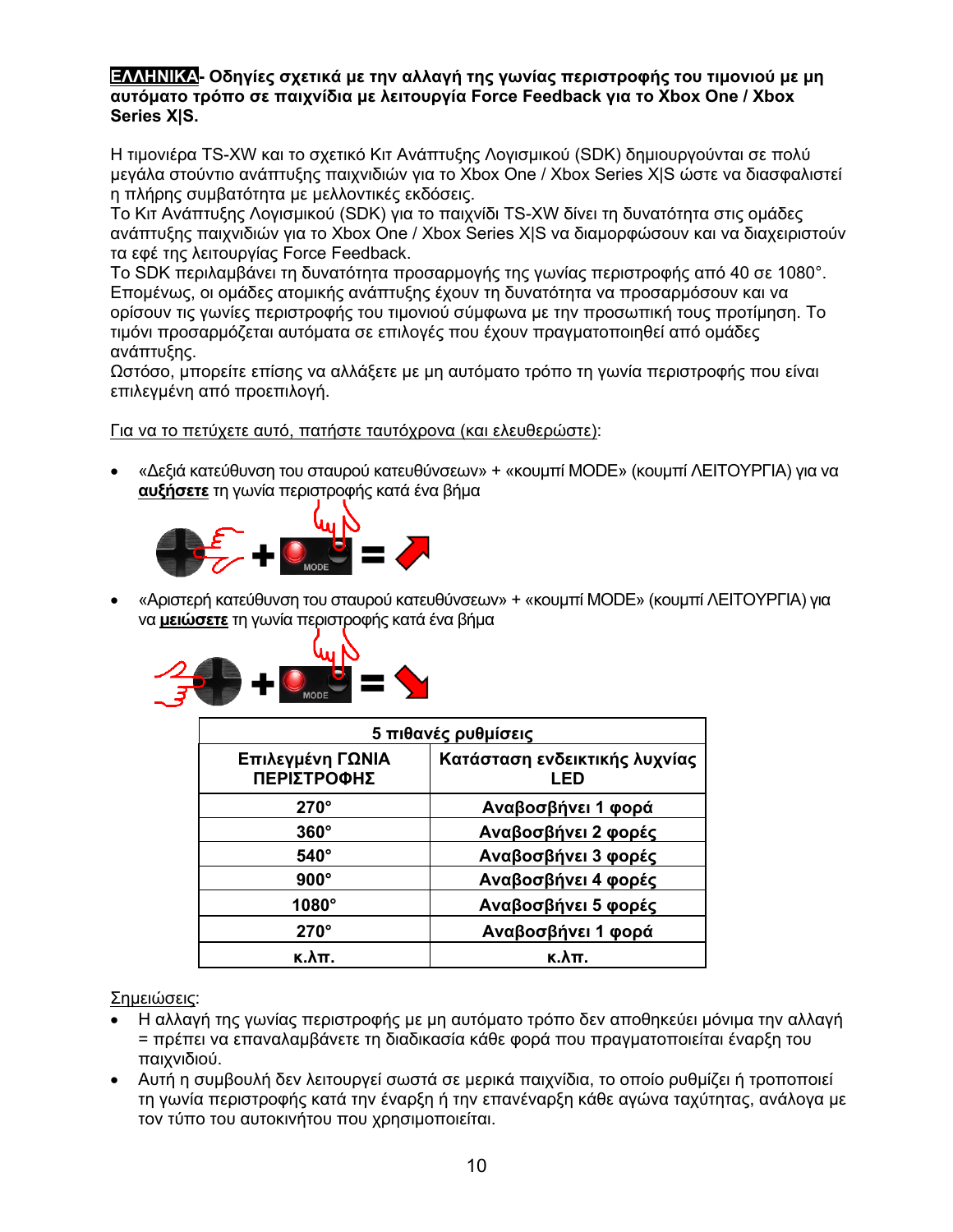**ΕΛΛΗΝΙΚΑ- Οδηγίες σχετικά με την αλλαγή της γωνίας περιστροφής του τιμονιού με μη αυτόματο τρόπο σε παιχνίδια με λειτουργία Force Feedback για το Xbox One / Xbox Series X|S.**

Η τιμονιέρα TS-XW και το σχετικό Κιτ Ανάπτυξης Λογισμικού (SDK) δημιουργούνται σε πολύ μεγάλα στούντιο ανάπτυξης παιχνιδιών για το Xbox One / Xbox Series X|S ώστε να διασφαλιστεί η πλήρης συμβατότητα με μελλοντικές εκδόσεις.
Το Κιτ Ανάπτυξης Λογισμικού (SDK) για το παιχνίδι TS-XW δίνει τη δυνατότητα στις ομάδες ανάπτυξης παιχνιδιών για το Xbox One / Xbox Series X|S να διαμορφώσουν και να διαχειριστούν τα εφέ της λειτουργίας Force Feedback.
Το SDK περιλαμβάνει τη δυνατότητα προσαρμογής της γωνίας περιστροφής από 40 σε 1080°. Επομένως, οι ομάδες ατομικής ανάπτυξης έχουν τη δυνατότητα να προσαρμόσουν και να ορίσουν τις γωνίες περιστροφής του τιμονιού σύμφωνα με την προσωπική τους προτίμηση. Το τιμόνι προσαρμόζεται αυτόματα σε επιλογές που έχουν πραγματοποιηθεί από ομάδες ανάπτυξης.
Ωστόσο, μπορείτε επίσης να αλλάξετε με μη αυτόματο τρόπο τη γωνία περιστροφής που είναι επιλεγμένη από προεπιλογή.

Για να το πετύχετε αυτό, πατήστε ταυτόχρονα (και ελευθερώστε):

- «Δεξιά κατεύθυνση του σταυρού κατευθύνσεων» + «κουμπί MODE» (κουμπί ΛΕΙΤΟΥΡΓΙΑ) για να **αυξήσετε** τη γωνία περιστροφής κατά ένα βήμα

- «Αριστερή κατεύθυνση του σταυρού κατευθύνσεων» + «κουμπί MODE» (κουμπί ΛΕΙΤΟΥΡΓΙΑ) για να **μειώσετε** τη γωνία περιστροφής κατά ένα βήμα

| **5 πιθανές ρυθμίσεις** | |
|---|---|
| **Επιλεγμένη ΓΩΝΙΑ ΠΕΡΙΣΤΡΟΦΗΣ** | **Κατάσταση ενδεικτικής λυχνίας LED** |
| **270°** | **Αναβοσβήνει 1 φορά** |
| **360°** | **Αναβοσβήνει 2 φορές** |
| **540°** | **Αναβοσβήνει 3 φορές** |
| **900°** | **Αναβοσβήνει 4 φορές** |
| **1080°** | **Αναβοσβήνει 5 φορές** |
| **270°** | **Αναβοσβήνει 1 φορά** |
| **κ.λπ.** | **κ.λπ.** |

Σημειώσεις:

- Η αλλαγή της γωνίας περιστροφής με μη αυτόματο τρόπο δεν αποθηκεύει μόνιμα την αλλαγή = πρέπει να επαναλαμβάνετε τη διαδικασία κάθε φορά που πραγματοποιείται έναρξη του παιχνιδιού.
- Αυτή η συμβουλή δεν λειτουργεί σωστά σε μερικά παιχνίδια, το οποίο ρυθμίζει ή τροποποιεί τη γωνία περιστροφής κατά την έναρξη ή την επανέναρξη κάθε αγώνα ταχύτητας, ανάλογα με τον τύπο του αυτοκινήτου που χρησιμοποιείται.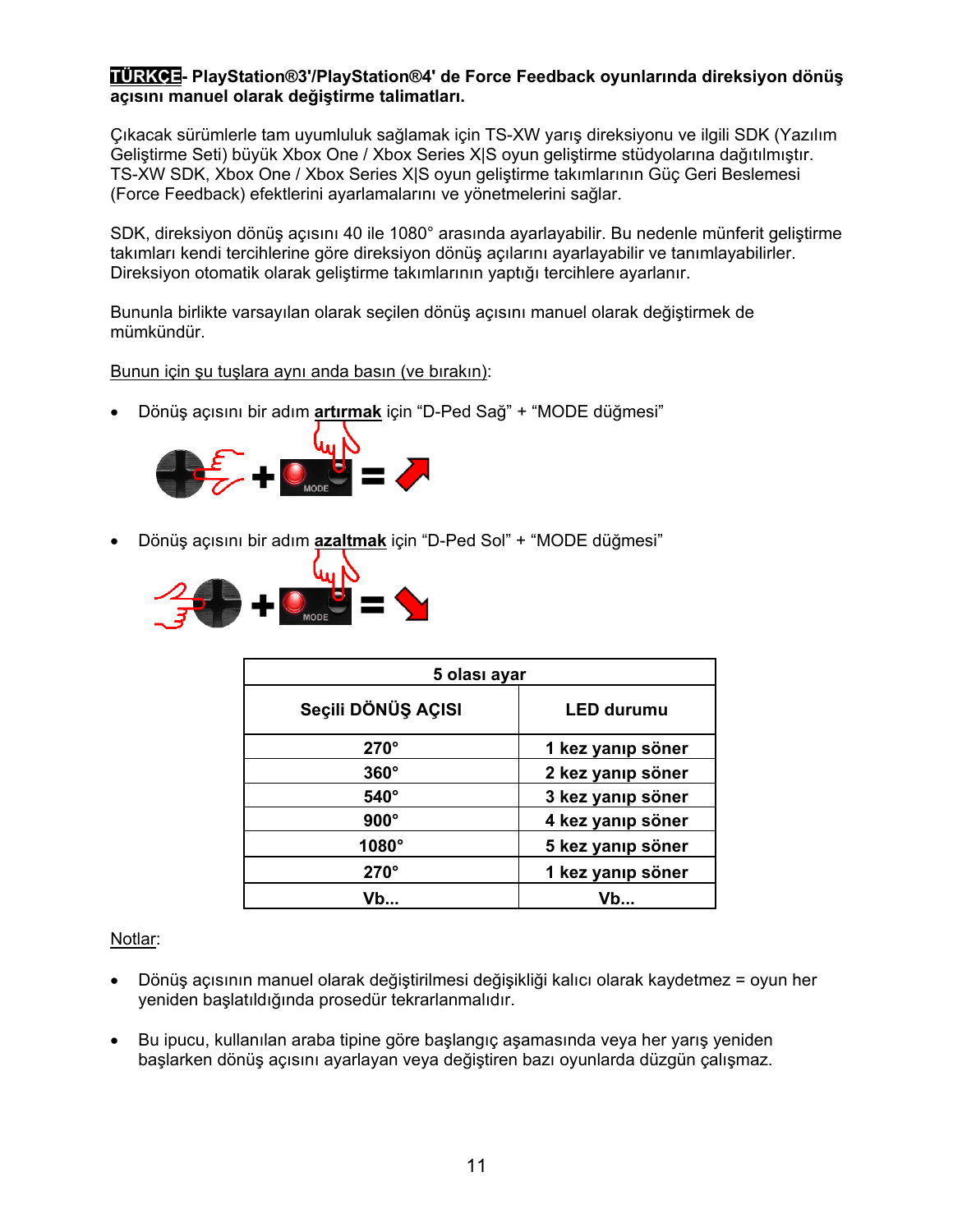**TÜRKÇE- PlayStation®3'/PlayStation®4' de Force Feedback oyunlarında direksiyon dönüş açısını manuel olarak değiştirme talimatları.**

Çıkacak sürümlerle tam uyumluluk sağlamak için TS-XW yarış direksiyonu ve ilgili SDK (Yazılım Geliştirme Seti) büyük Xbox One / Xbox Series X|S oyun geliştirme stüdyolarına dağıtılmıştır. TS-XW SDK, Xbox One / Xbox Series X|S oyun geliştirme takımlarının Güç Geri Beslemesi (Force Feedback) efektlerini ayarlamalarını ve yönetmelerini sağlar.

SDK, direksiyon dönüş açısını 40 ile 1080° arasında ayarlayabilir. Bu nedenle münferit geliştirme takımları kendi tercihlerine göre direksiyon dönüş açılarını ayarlayabilir ve tanımlayabilirler. Direksiyon otomatik olarak geliştirme takımlarının yaptığı tercihlere ayarlanır.

Bununla birlikte varsayılan olarak seçilen dönüş açısını manuel olarak değiştirmek de mümkündür.

Bunun için şu tuşlara aynı anda basın (ve bırakın):

- Dönüş açısını bir adım **artırmak** için "D-Ped Sağ" + "MODE düğmesi"
- Dönüş açısını bir adım **azaltmak** için "D-Ped Sol" + "MODE düğmesi"

| 5 olası ayar | |
|---|---|
| **Seçili DÖNÜŞ AÇISI** | **LED durumu** |
| **270°** | **1 kez yanıp söner** |
| **360°** | **2 kez yanıp söner** |
| **540°** | **3 kez yanıp söner** |
| **900°** | **4 kez yanıp söner** |
| **1080°** | **5 kez yanıp söner** |
| **270°** | **1 kez yanıp söner** |
| **Vb...** | **Vb...** |

Notlar:

- Dönüş açısının manuel olarak değiştirilmesi değişikliği kalıcı olarak kaydetmez = oyun her yeniden başlatıldığında prosedür tekrarlanmalıdır.
- Bu ipucu, kullanılan araba tipine göre başlangıç aşamasında veya her yarış yeniden başlarken dönüş açısını ayarlayan veya değiştiren bazı oyunlarda düzgün çalışmaz.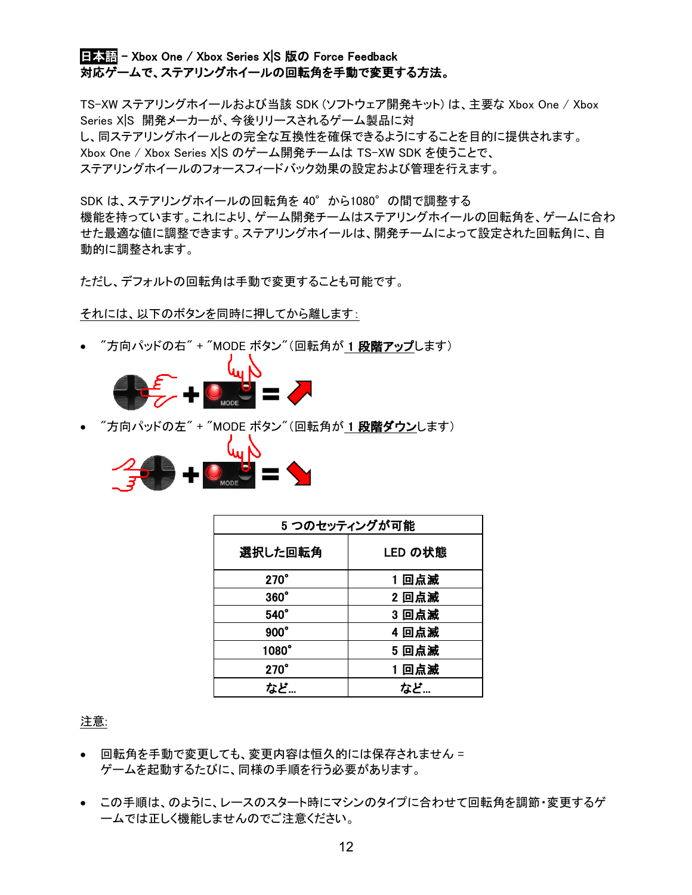**日本語** – Xbox One / Xbox Series X|S 版の Force Feedback
**対応ゲームで、ステアリングホイールの回転角を手動で変更する方法。**

TS-XW ステアリングホイールおよび当該 SDK (ソフトウェア開発キット) は、主要な Xbox One / Xbox Series X|S 開発メーカーが、今後リリースされるゲーム製品に対し、同ステアリングホイールとの完全な互換性を確保できるようにすることを目的に提供されます。
Xbox One / Xbox Series X|S のゲーム開発チームは TS-XW SDK を使うことで、ステアリングホイールのフォースフィードバック効果の設定および管理を行えます。

SDK は、ステアリングホイールの回転角を 40° から1080° の間で調整する機能を持っています。これにより、ゲーム開発チームはステアリングホイールの回転角を、ゲームに合わせた最適な値に調整できます。ステアリングホイールは、開発チームによって設定された回転角に、自動的に調整されます。

ただし、デフォルトの回転角は手動で変更することも可能です。

それには、以下のボタンを同時に押してから離します:

- ″方向パッドの右″ + ″MODE ボタン″(回転角が **1 段階アップ**します)
- ″方向パッドの左″ + ″MODE ボタン″(回転角が **1 段階ダウン**します)

| **5 つのセッティングが可能** | |
|---|---|
| **選択した回転角** | **LED の状態** |
| **270°** | **1 回点滅** |
| **360°** | **2 回点滅** |
| **540°** | **3 回点滅** |
| **900°** | **4 回点滅** |
| **1080°** | **5 回点滅** |
| **270°** | **1 回点滅** |
| **など…** | **など…** |

注意:

- 回転角を手動で変更しても、変更内容は恒久的には保存されません = ゲームを起動するたびに、同様の手順を行う必要があります。
- この手順は、のように、レースのスタート時にマシンのタイプに合わせて回転角を調節・変更するゲームでは正しく機能しませんのでご注意ください。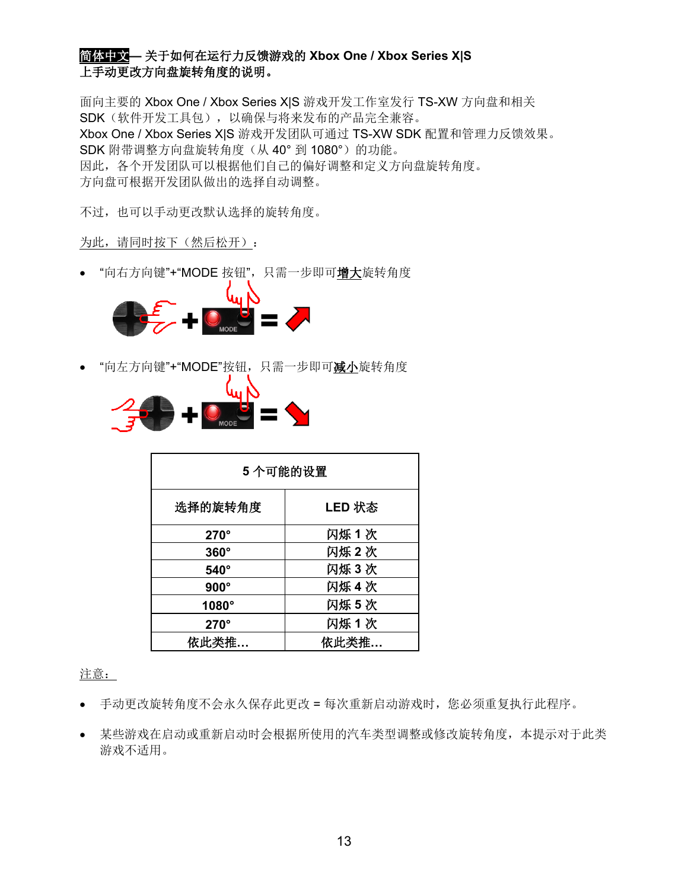**简体中文— 关于如何在运行力反馈游戏的 Xbox One / Xbox Series X|S 上手动更改方向盘旋转角度的说明。**

面向主要的 Xbox One / Xbox Series X|S 游戏开发工作室发行 TS-XW 方向盘和相关 SDK（软件开发工具包），以确保与将来发布的产品完全兼容。
Xbox One / Xbox Series X|S 游戏开发团队可通过 TS-XW SDK 配置和管理力反馈效果。
SDK 附带调整方向盘旋转角度（从 40° 到 1080°）的功能。
因此，各个开发团队可以根据他们自己的偏好调整和定义方向盘旋转角度。
方向盘可根据开发团队做出的选择自动调整。

不过，也可以手动更改默认选择的旋转角度。

为此，请同时按下（然后松开）：

- “向右方向键”+“MODE 按钮”，只需一步即可**增大**旋转角度

- “向左方向键”+“MODE”按钮，只需一步即可**减小**旋转角度

| **5 个可能的设置** | |
|---|---|
| **选择的旋转角度** | **LED 状态** |
| **270°** | **闪烁 1 次** |
| **360°** | **闪烁 2 次** |
| **540°** | **闪烁 3 次** |
| **900°** | **闪烁 4 次** |
| **1080°** | **闪烁 5 次** |
| **270°** | **闪烁 1 次** |
| **依此类推…** | **依此类推…** |

注意：

- 手动更改旋转角度不会永久保存此更改 = 每次重新启动游戏时，您必须重复执行此程序。
- 某些游戏在启动或重新启动时会根据所使用的汽车类型调整或修改旋转角度，本提示对于此类游戏不适用。